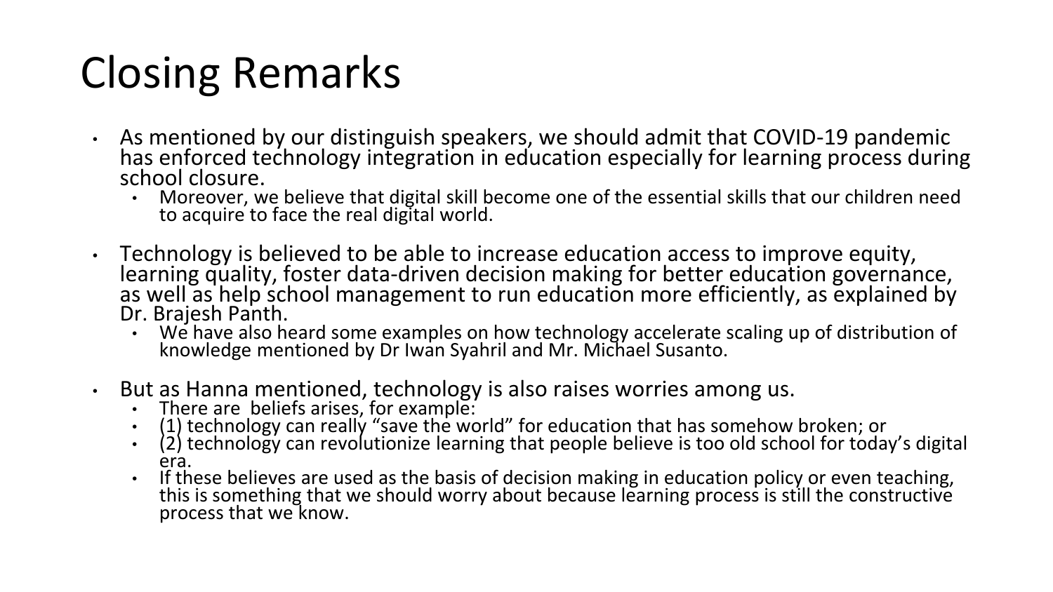# Closing Remarks

- As mentioned by our distinguish speakers, we should admit that COVID-19 pandemic has enforced technology integration in education especially for learning process during school closure.
  - Moreover, we believe that digital skill become one of the essential skills that our children need to acquire to face the real digital world.
- Technology is believed to be able to increase education access to improve equity, learning quality, foster data-driven decision making for better education governance, as well as help school management to run education more efficiently, as explained by Dr. Brajesh Panth.
  - We have also heard some examples on how technology accelerate scaling up of distribution of knowledge mentioned by Dr Iwan Syahril and Mr. Michael Susanto.
- But as Hanna mentioned, technology is also raises worries among us.
  - There are  beliefs arises, for example:
  - (1) technology can really "save the world" for education that has somehow broken; or
  - (2) technology can revolutionize learning that people believe is too old school for today's digital era.
  - If these believes are used as the basis of decision making in education policy or even teaching, this is something that we should worry about because learning process is still the constructive process that we know.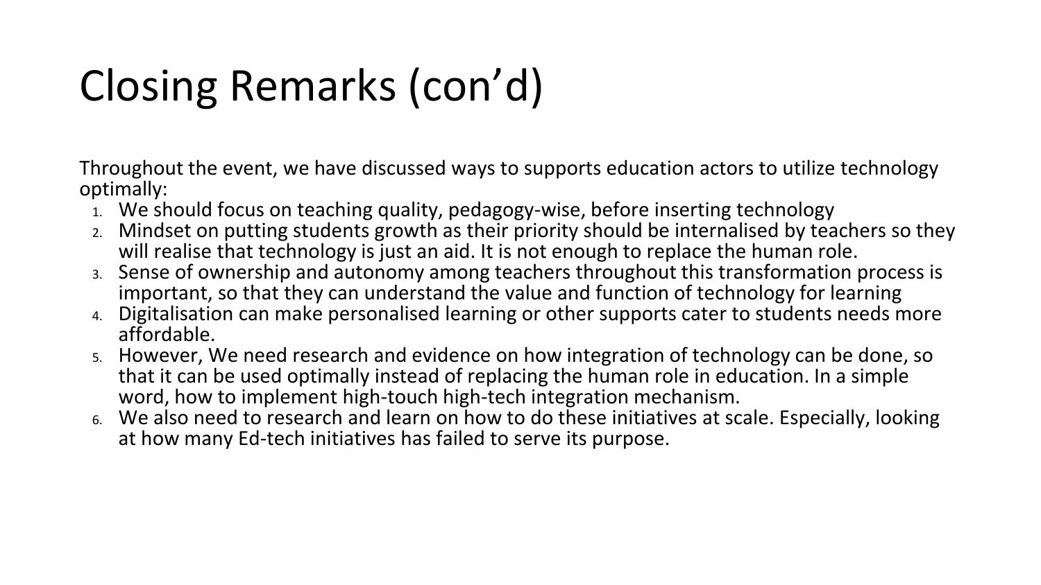# Closing Remarks (con'd)

Throughout the event, we have discussed ways to supports education actors to utilize technology optimally:

1. We should focus on teaching quality, pedagogy-wise, before inserting technology
2. Mindset on putting students growth as their priority should be internalised by teachers so they will realise that technology is just an aid. It is not enough to replace the human role.
3. Sense of ownership and autonomy among teachers throughout this transformation process is important, so that they can understand the value and function of technology for learning
4. Digitalisation can make personalised learning or other supports cater to students needs more affordable.
5. However, We need research and evidence on how integration of technology can be done, so that it can be used optimally instead of replacing the human role in education. In a simple word, how to implement high-touch high-tech integration mechanism.
6. We also need to research and learn on how to do these initiatives at scale. Especially, looking at how many Ed-tech initiatives has failed to serve its purpose.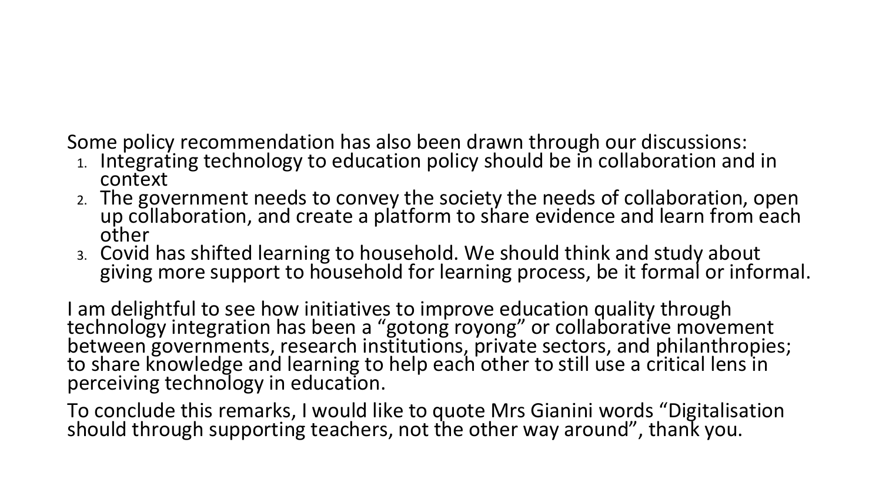Some policy recommendation has also been drawn through our discussions:

1. Integrating technology to education policy should be in collaboration and in context
2. The government needs to convey the society the needs of collaboration, open up collaboration, and create a platform to share evidence and learn from each other
3. Covid has shifted learning to household. We should think and study about giving more support to household for learning process, be it formal or informal.

I am delightful to see how initiatives to improve education quality through technology integration has been a "gotong royong" or collaborative movement between governments, research institutions, private sectors, and philanthropies; to share knowledge and learning to help each other to still use a critical lens in perceiving technology in education.

To conclude this remarks, I would like to quote Mrs Gianini words "Digitalisation should through supporting teachers, not the other way around", thank you.